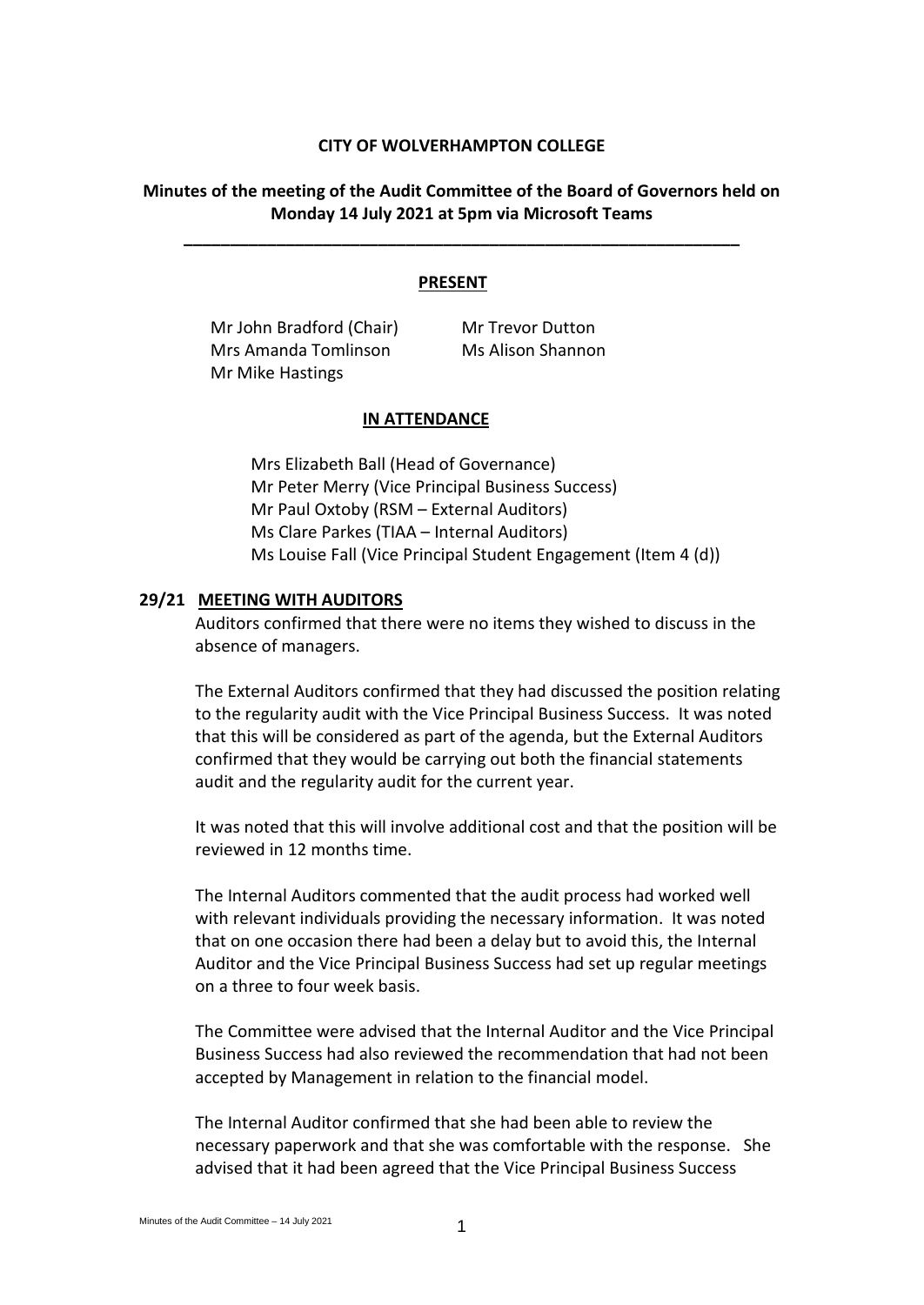**CITY OF WOLVERHAMPTON COLLEGE**

**Minutes of the meeting of the Audit Committee of the Board of Governors held on Monday 14 July 2021 at 5pm via Microsoft Teams**

---

**PRESENT**

Mr John Bradford (Chair)
Mrs Amanda Tomlinson
Mr Mike Hastings
Mr Trevor Dutton
Ms Alison Shannon

**IN ATTENDANCE**

Mrs Elizabeth Ball (Head of Governance)
Mr Peter Merry (Vice Principal Business Success)
Mr Paul Oxtoby (RSM – External Auditors)
Ms Clare Parkes (TIAA – Internal Auditors)
Ms Louise Fall (Vice Principal Student Engagement (Item 4 (d))

**29/21 MEETING WITH AUDITORS**

Auditors confirmed that there were no items they wished to discuss in the absence of managers.

The External Auditors confirmed that they had discussed the position relating to the regularity audit with the Vice Principal Business Success. It was noted that this will be considered as part of the agenda, but the External Auditors confirmed that they would be carrying out both the financial statements audit and the regularity audit for the current year.

It was noted that this will involve additional cost and that the position will be reviewed in 12 months time.

The Internal Auditors commented that the audit process had worked well with relevant individuals providing the necessary information. It was noted that on one occasion there had been a delay but to avoid this, the Internal Auditor and the Vice Principal Business Success had set up regular meetings on a three to four week basis.

The Committee were advised that the Internal Auditor and the Vice Principal Business Success had also reviewed the recommendation that had not been accepted by Management in relation to the financial model.

The Internal Auditor confirmed that she had been able to review the necessary paperwork and that she was comfortable with the response. She advised that it had been agreed that the Vice Principal Business Success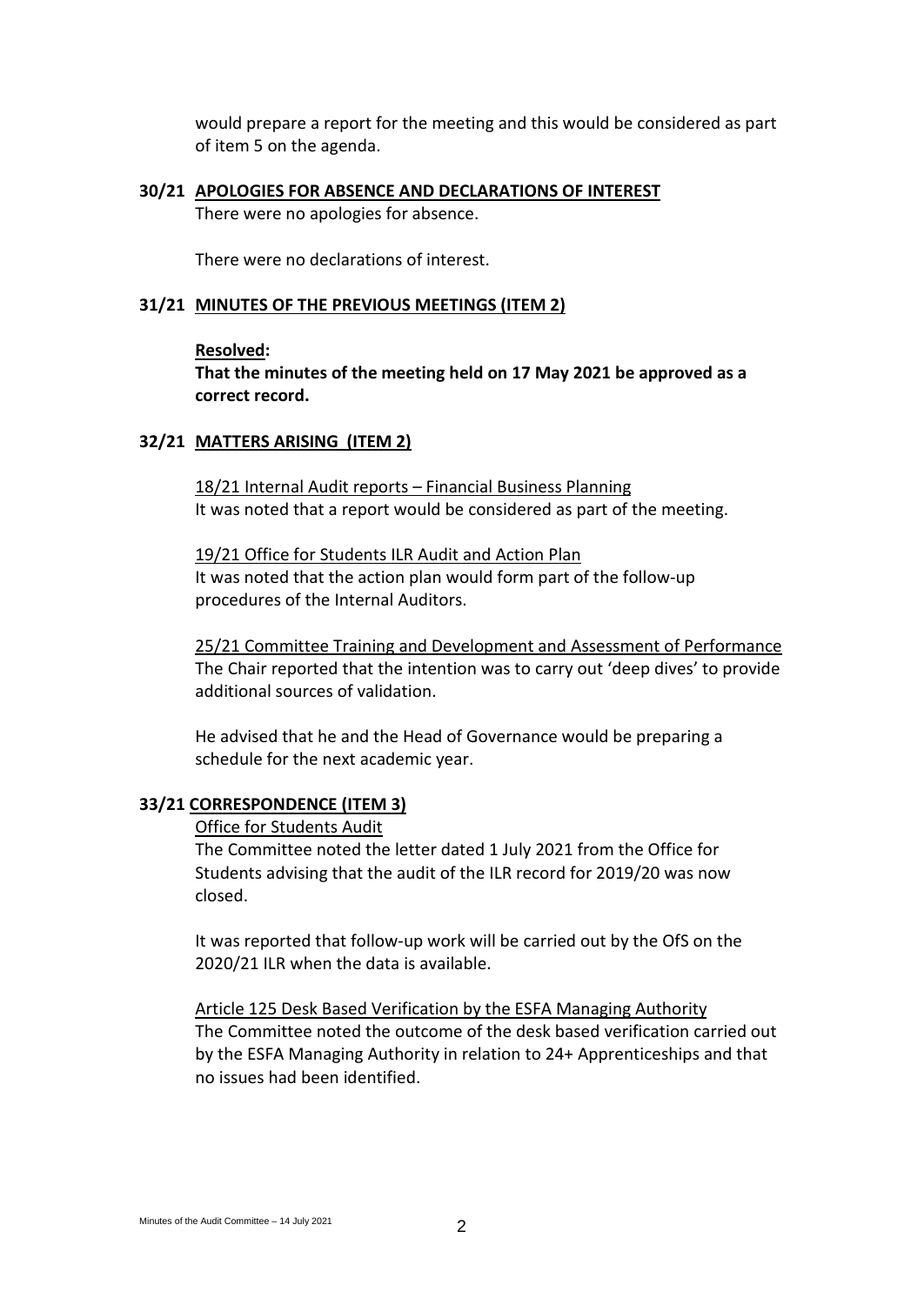would prepare a report for the meeting and this would be considered as part of item 5 on the agenda.

**30/21 APOLOGIES FOR ABSENCE AND DECLARATIONS OF INTEREST**

There were no apologies for absence.

There were no declarations of interest.

**31/21 MINUTES OF THE PREVIOUS MEETINGS (ITEM 2)**

**Resolved:**

**That the minutes of the meeting held on 17 May 2021 be approved as a correct record.**

**32/21 MATTERS ARISING (ITEM 2)**

18/21 Internal Audit reports – Financial Business Planning

It was noted that a report would be considered as part of the meeting.

19/21 Office for Students ILR Audit and Action Plan

It was noted that the action plan would form part of the follow-up procedures of the Internal Auditors.

25/21 Committee Training and Development and Assessment of Performance

The Chair reported that the intention was to carry out 'deep dives' to provide additional sources of validation.

He advised that he and the Head of Governance would be preparing a schedule for the next academic year.

**33/21 CORRESPONDENCE (ITEM 3)**

Office for Students Audit

The Committee noted the letter dated 1 July 2021 from the Office for Students advising that the audit of the ILR record for 2019/20 was now closed.

It was reported that follow-up work will be carried out by the OfS on the 2020/21 ILR when the data is available.

Article 125 Desk Based Verification by the ESFA Managing Authority

The Committee noted the outcome of the desk based verification carried out by the ESFA Managing Authority in relation to 24+ Apprenticeships and that no issues had been identified.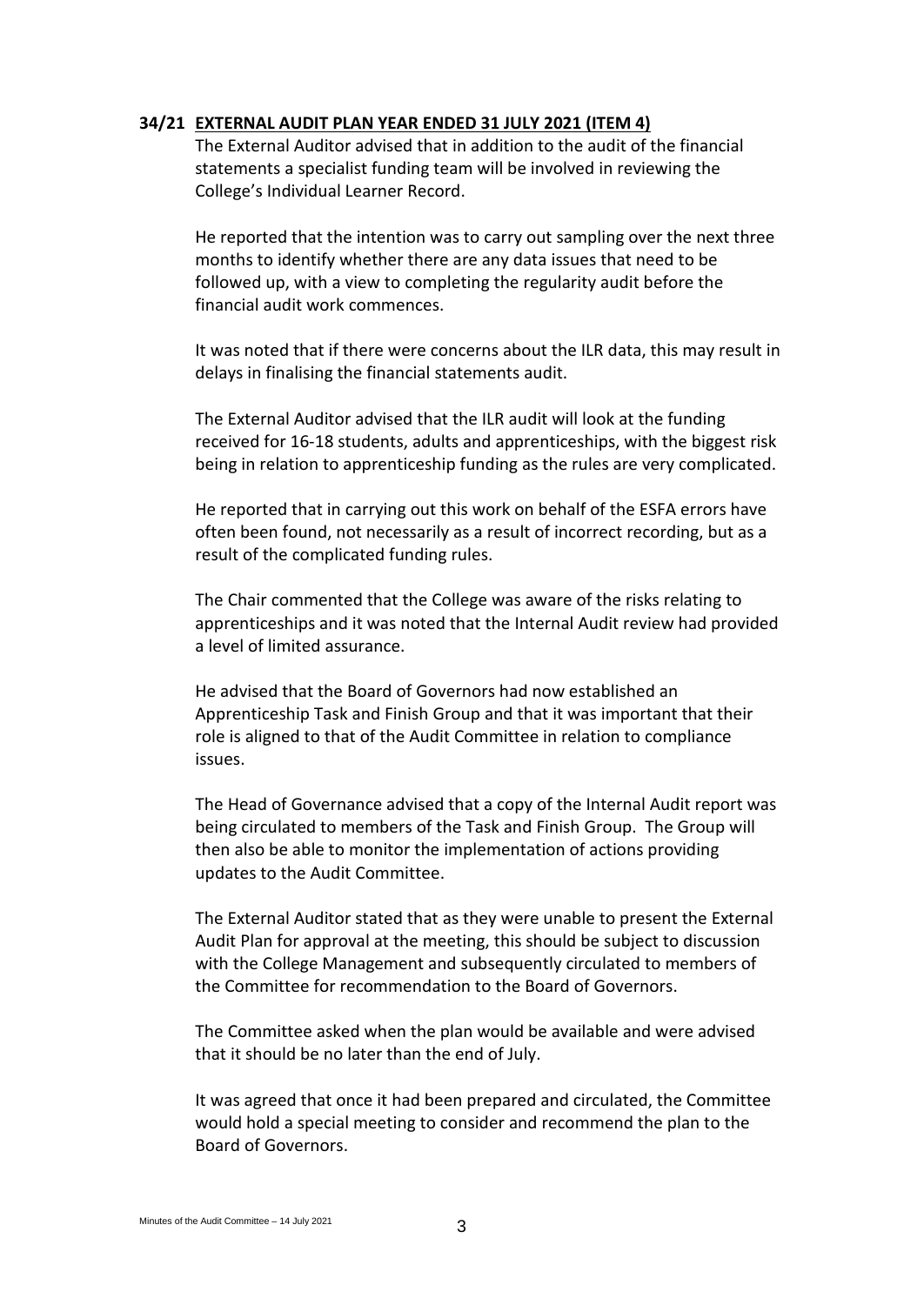**34/21 EXTERNAL AUDIT PLAN YEAR ENDED 31 JULY 2021 (ITEM 4)**

The External Auditor advised that in addition to the audit of the financial statements a specialist funding team will be involved in reviewing the College's Individual Learner Record.

He reported that the intention was to carry out sampling over the next three months to identify whether there are any data issues that need to be followed up, with a view to completing the regularity audit before the financial audit work commences.

It was noted that if there were concerns about the ILR data, this may result in delays in finalising the financial statements audit.

The External Auditor advised that the ILR audit will look at the funding received for 16-18 students, adults and apprenticeships, with the biggest risk being in relation to apprenticeship funding as the rules are very complicated.

He reported that in carrying out this work on behalf of the ESFA errors have often been found, not necessarily as a result of incorrect recording, but as a result of the complicated funding rules.

The Chair commented that the College was aware of the risks relating to apprenticeships and it was noted that the Internal Audit review had provided a level of limited assurance.

He advised that the Board of Governors had now established an Apprenticeship Task and Finish Group and that it was important that their role is aligned to that of the Audit Committee in relation to compliance issues.

The Head of Governance advised that a copy of the Internal Audit report was being circulated to members of the Task and Finish Group. The Group will then also be able to monitor the implementation of actions providing updates to the Audit Committee.

The External Auditor stated that as they were unable to present the External Audit Plan for approval at the meeting, this should be subject to discussion with the College Management and subsequently circulated to members of the Committee for recommendation to the Board of Governors.

The Committee asked when the plan would be available and were advised that it should be no later than the end of July.

It was agreed that once it had been prepared and circulated, the Committee would hold a special meeting to consider and recommend the plan to the Board of Governors.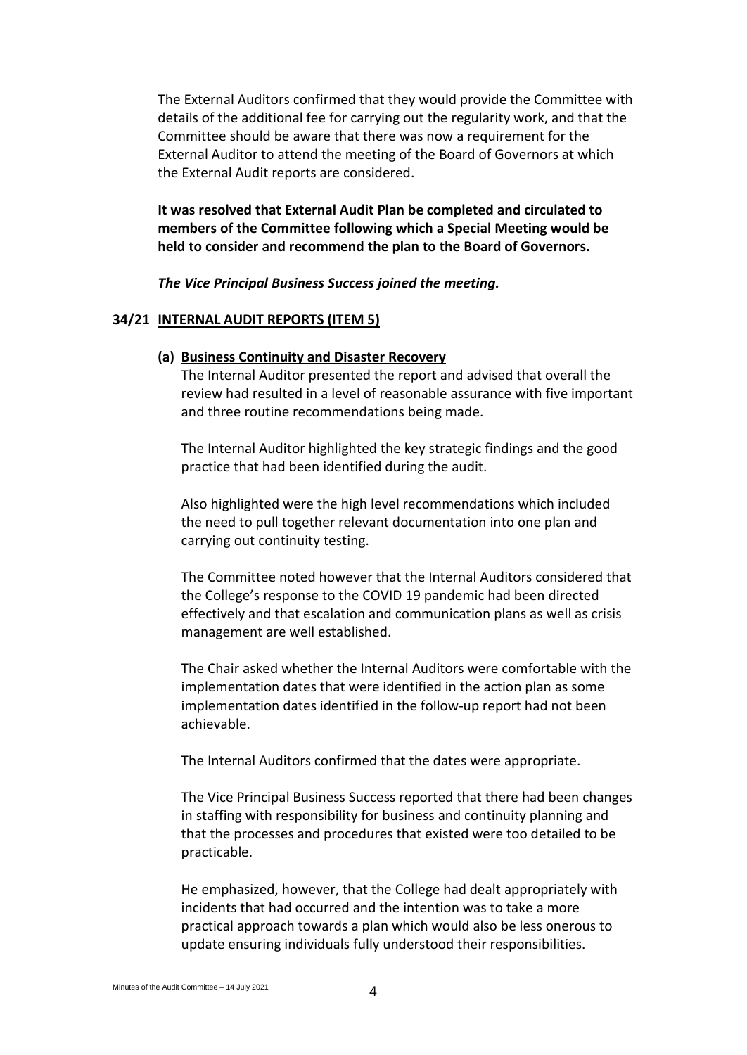The External Auditors confirmed that they would provide the Committee with details of the additional fee for carrying out the regularity work, and that the Committee should be aware that there was now a requirement for the External Auditor to attend the meeting of the Board of Governors at which the External Audit reports are considered.

**It was resolved that External Audit Plan be completed and circulated to members of the Committee following which a Special Meeting would be held to consider and recommend the plan to the Board of Governors.**

***The Vice Principal Business Success joined the meeting.***

## 34/21 INTERNAL AUDIT REPORTS (ITEM 5)

### (a) Business Continuity and Disaster Recovery

The Internal Auditor presented the report and advised that overall the review had resulted in a level of reasonable assurance with five important and three routine recommendations being made.

The Internal Auditor highlighted the key strategic findings and the good practice that had been identified during the audit.

Also highlighted were the high level recommendations which included the need to pull together relevant documentation into one plan and carrying out continuity testing.

The Committee noted however that the Internal Auditors considered that the College's response to the COVID 19 pandemic had been directed effectively and that escalation and communication plans as well as crisis management are well established.

The Chair asked whether the Internal Auditors were comfortable with the implementation dates that were identified in the action plan as some implementation dates identified in the follow-up report had not been achievable.

The Internal Auditors confirmed that the dates were appropriate.

The Vice Principal Business Success reported that there had been changes in staffing with responsibility for business and continuity planning and that the processes and procedures that existed were too detailed to be practicable.

He emphasized, however, that the College had dealt appropriately with incidents that had occurred and the intention was to take a more practical approach towards a plan which would also be less onerous to update ensuring individuals fully understood their responsibilities.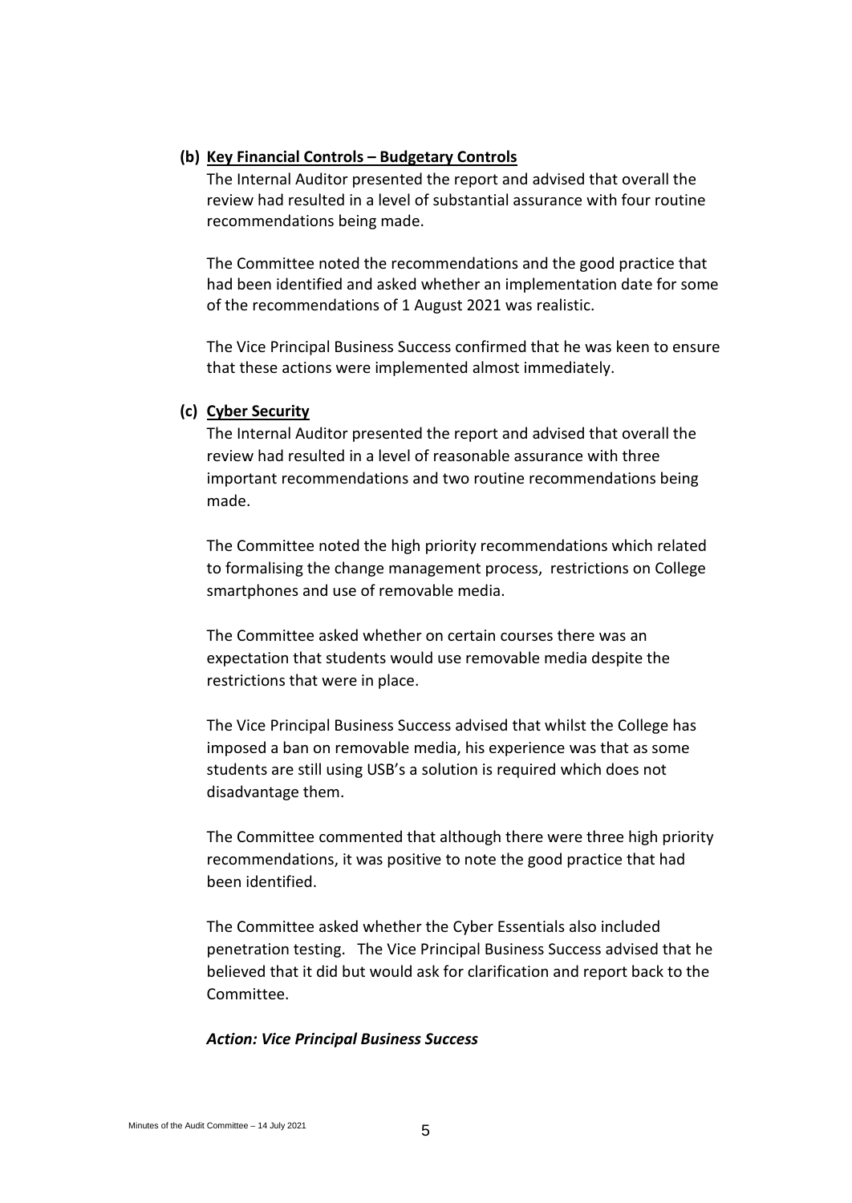### (b) Key Financial Controls – Budgetary Controls

The Internal Auditor presented the report and advised that overall the review had resulted in a level of substantial assurance with four routine recommendations being made.

The Committee noted the recommendations and the good practice that had been identified and asked whether an implementation date for some of the recommendations of 1 August 2021 was realistic.

The Vice Principal Business Success confirmed that he was keen to ensure that these actions were implemented almost immediately.

### (c) Cyber Security

The Internal Auditor presented the report and advised that overall the review had resulted in a level of reasonable assurance with three important recommendations and two routine recommendations being made.

The Committee noted the high priority recommendations which related to formalising the change management process, restrictions on College smartphones and use of removable media.

The Committee asked whether on certain courses there was an expectation that students would use removable media despite the restrictions that were in place.

The Vice Principal Business Success advised that whilst the College has imposed a ban on removable media, his experience was that as some students are still using USB's a solution is required which does not disadvantage them.

The Committee commented that although there were three high priority recommendations, it was positive to note the good practice that had been identified.

The Committee asked whether the Cyber Essentials also included penetration testing. The Vice Principal Business Success advised that he believed that it did but would ask for clarification and report back to the Committee.

***Action: Vice Principal Business Success***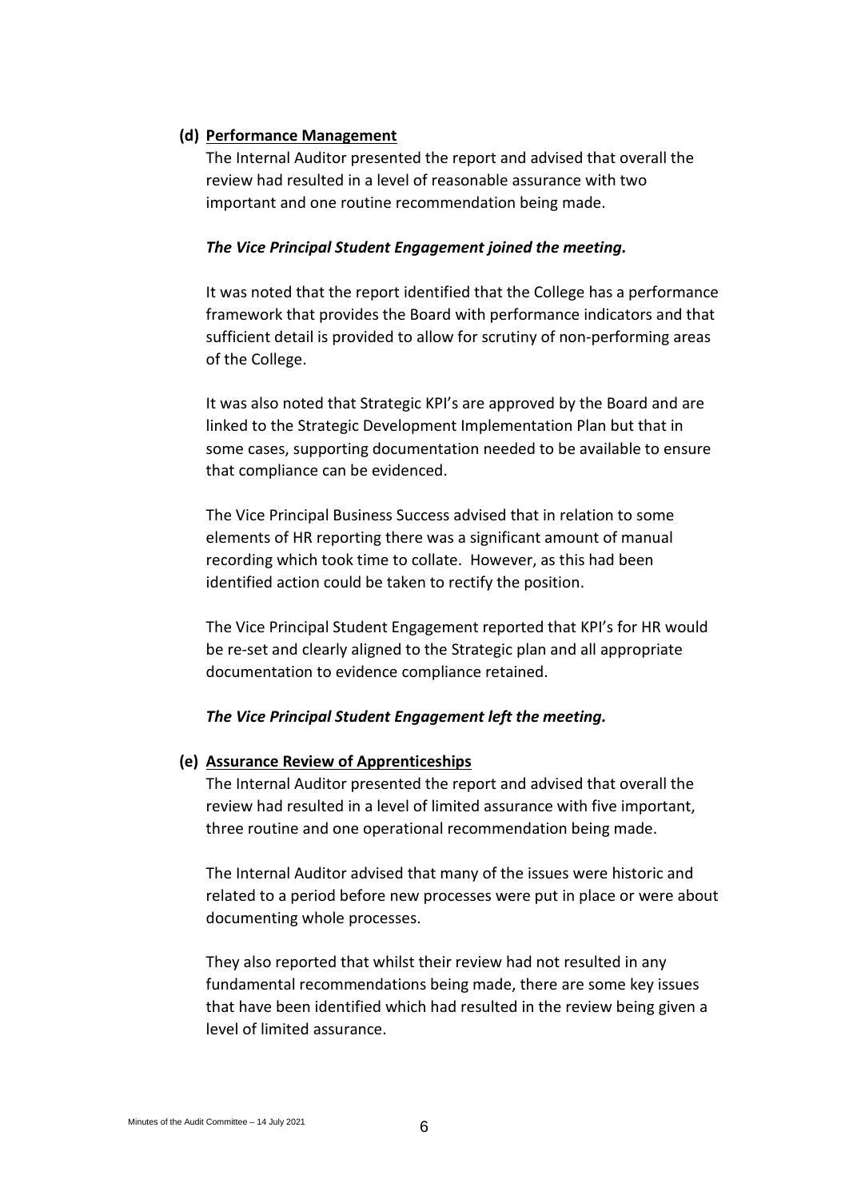**(d) Performance Management**

The Internal Auditor presented the report and advised that overall the review had resulted in a level of reasonable assurance with two important and one routine recommendation being made.

***The Vice Principal Student Engagement joined the meeting.***

It was noted that the report identified that the College has a performance framework that provides the Board with performance indicators and that sufficient detail is provided to allow for scrutiny of non-performing areas of the College.

It was also noted that Strategic KPI's are approved by the Board and are linked to the Strategic Development Implementation Plan but that in some cases, supporting documentation needed to be available to ensure that compliance can be evidenced.

The Vice Principal Business Success advised that in relation to some elements of HR reporting there was a significant amount of manual recording which took time to collate. However, as this had been identified action could be taken to rectify the position.

The Vice Principal Student Engagement reported that KPI's for HR would be re-set and clearly aligned to the Strategic plan and all appropriate documentation to evidence compliance retained.

***The Vice Principal Student Engagement left the meeting.***

**(e) Assurance Review of Apprenticeships**

The Internal Auditor presented the report and advised that overall the review had resulted in a level of limited assurance with five important, three routine and one operational recommendation being made.

The Internal Auditor advised that many of the issues were historic and related to a period before new processes were put in place or were about documenting whole processes.

They also reported that whilst their review had not resulted in any fundamental recommendations being made, there are some key issues that have been identified which had resulted in the review being given a level of limited assurance.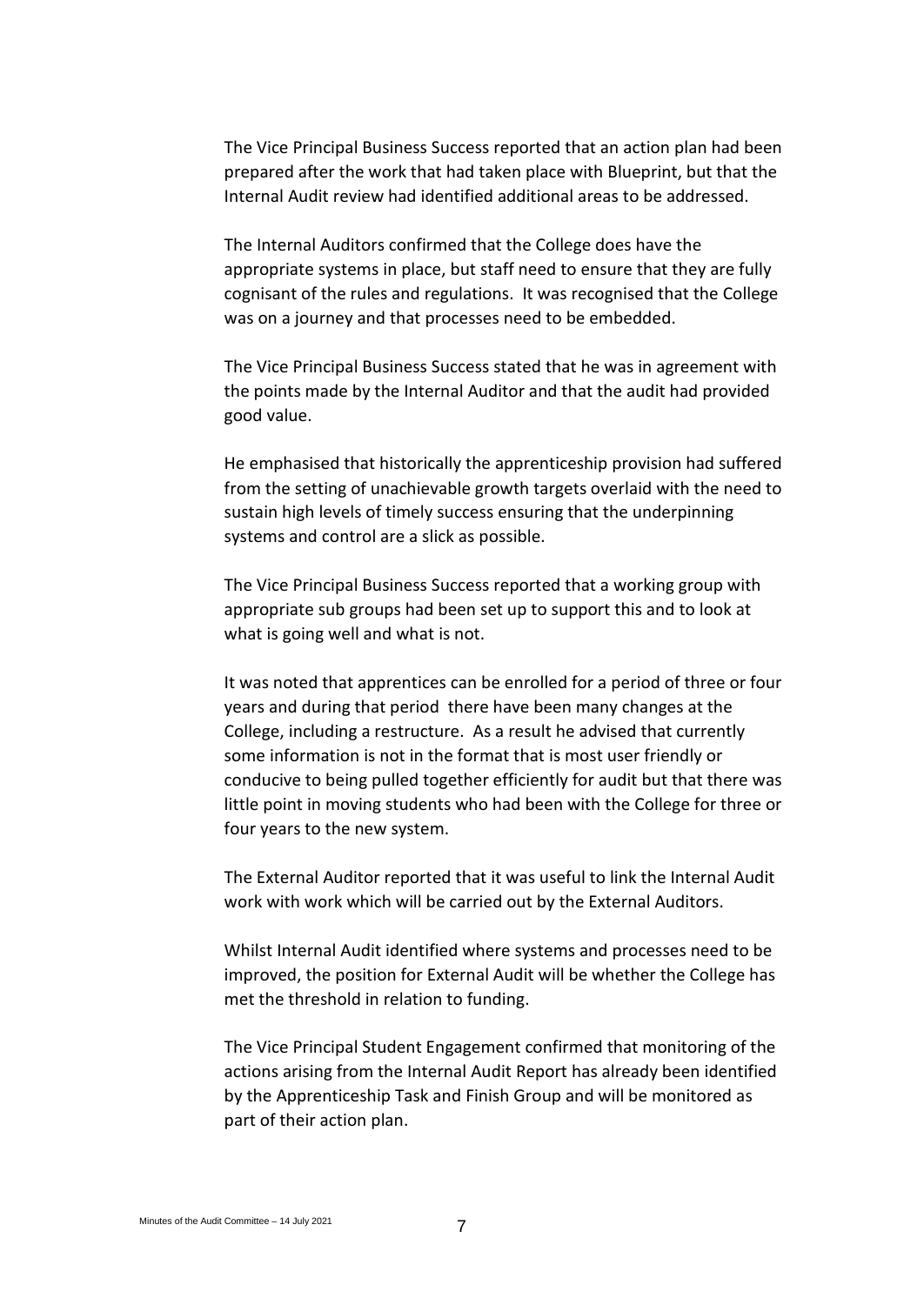The Vice Principal Business Success reported that an action plan had been prepared after the work that had taken place with Blueprint, but that the Internal Audit review had identified additional areas to be addressed.

The Internal Auditors confirmed that the College does have the appropriate systems in place, but staff need to ensure that they are fully cognisant of the rules and regulations. It was recognised that the College was on a journey and that processes need to be embedded.

The Vice Principal Business Success stated that he was in agreement with the points made by the Internal Auditor and that the audit had provided good value.

He emphasised that historically the apprenticeship provision had suffered from the setting of unachievable growth targets overlaid with the need to sustain high levels of timely success ensuring that the underpinning systems and control are a slick as possible.

The Vice Principal Business Success reported that a working group with appropriate sub groups had been set up to support this and to look at what is going well and what is not.

It was noted that apprentices can be enrolled for a period of three or four years and during that period there have been many changes at the College, including a restructure. As a result he advised that currently some information is not in the format that is most user friendly or conducive to being pulled together efficiently for audit but that there was little point in moving students who had been with the College for three or four years to the new system.

The External Auditor reported that it was useful to link the Internal Audit work with work which will be carried out by the External Auditors.

Whilst Internal Audit identified where systems and processes need to be improved, the position for External Audit will be whether the College has met the threshold in relation to funding.

The Vice Principal Student Engagement confirmed that monitoring of the actions arising from the Internal Audit Report has already been identified by the Apprenticeship Task and Finish Group and will be monitored as part of their action plan.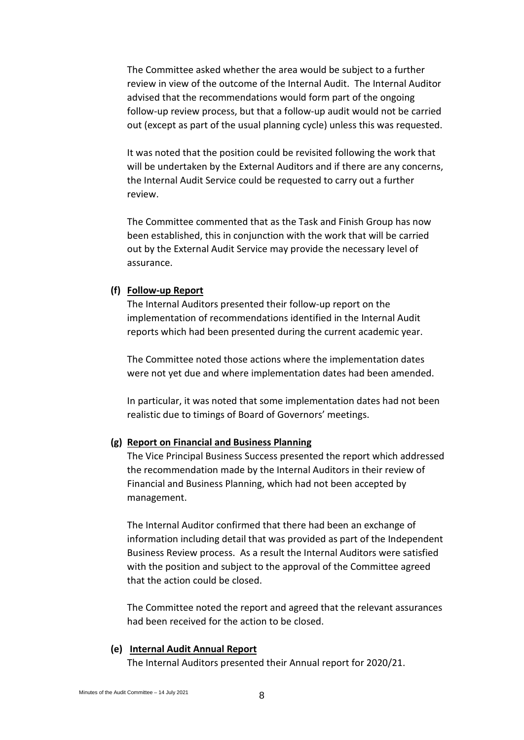The Committee asked whether the area would be subject to a further review in view of the outcome of the Internal Audit. The Internal Auditor advised that the recommendations would form part of the ongoing follow-up review process, but that a follow-up audit would not be carried out (except as part of the usual planning cycle) unless this was requested.

It was noted that the position could be revisited following the work that will be undertaken by the External Auditors and if there are any concerns, the Internal Audit Service could be requested to carry out a further review.

The Committee commented that as the Task and Finish Group has now been established, this in conjunction with the work that will be carried out by the External Audit Service may provide the necessary level of assurance.

**(f) <u>Follow-up Report</u>**

The Internal Auditors presented their follow-up report on the implementation of recommendations identified in the Internal Audit reports which had been presented during the current academic year.

The Committee noted those actions where the implementation dates were not yet due and where implementation dates had been amended.

In particular, it was noted that some implementation dates had not been realistic due to timings of Board of Governors' meetings.

**(g) <u>Report on Financial and Business Planning</u>**

The Vice Principal Business Success presented the report which addressed the recommendation made by the Internal Auditors in their review of Financial and Business Planning, which had not been accepted by management.

The Internal Auditor confirmed that there had been an exchange of information including detail that was provided as part of the Independent Business Review process. As a result the Internal Auditors were satisfied with the position and subject to the approval of the Committee agreed that the action could be closed.

The Committee noted the report and agreed that the relevant assurances had been received for the action to be closed.

**(e) <u>Internal Audit Annual Report</u>**

The Internal Auditors presented their Annual report for 2020/21.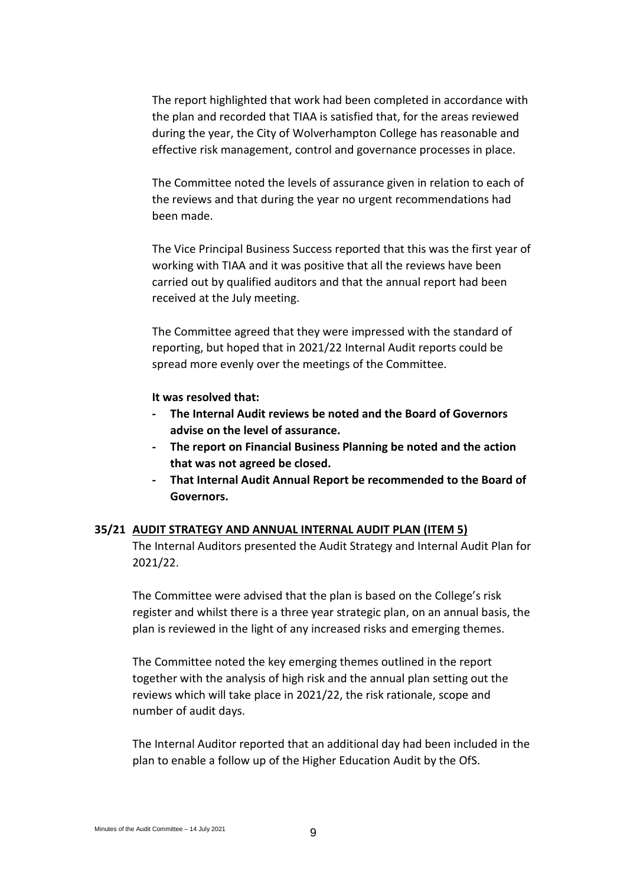The report highlighted that work had been completed in accordance with the plan and recorded that TIAA is satisfied that, for the areas reviewed during the year, the City of Wolverhampton College has reasonable and effective risk management, control and governance processes in place.

The Committee noted the levels of assurance given in relation to each of the reviews and that during the year no urgent recommendations had been made.

The Vice Principal Business Success reported that this was the first year of working with TIAA and it was positive that all the reviews have been carried out by qualified auditors and that the annual report had been received at the July meeting.

The Committee agreed that they were impressed with the standard of reporting, but hoped that in 2021/22 Internal Audit reports could be spread more evenly over the meetings of the Committee.

**It was resolved that:**

- **The Internal Audit reviews be noted and the Board of Governors advise on the level of assurance.**
- **The report on Financial Business Planning be noted and the action that was not agreed be closed.**
- **That Internal Audit Annual Report be recommended to the Board of Governors.**

## 35/21 AUDIT STRATEGY AND ANNUAL INTERNAL AUDIT PLAN (ITEM 5)

The Internal Auditors presented the Audit Strategy and Internal Audit Plan for 2021/22.

The Committee were advised that the plan is based on the College's risk register and whilst there is a three year strategic plan, on an annual basis, the plan is reviewed in the light of any increased risks and emerging themes.

The Committee noted the key emerging themes outlined in the report together with the analysis of high risk and the annual plan setting out the reviews which will take place in 2021/22, the risk rationale, scope and number of audit days.

The Internal Auditor reported that an additional day had been included in the plan to enable a follow up of the Higher Education Audit by the OfS.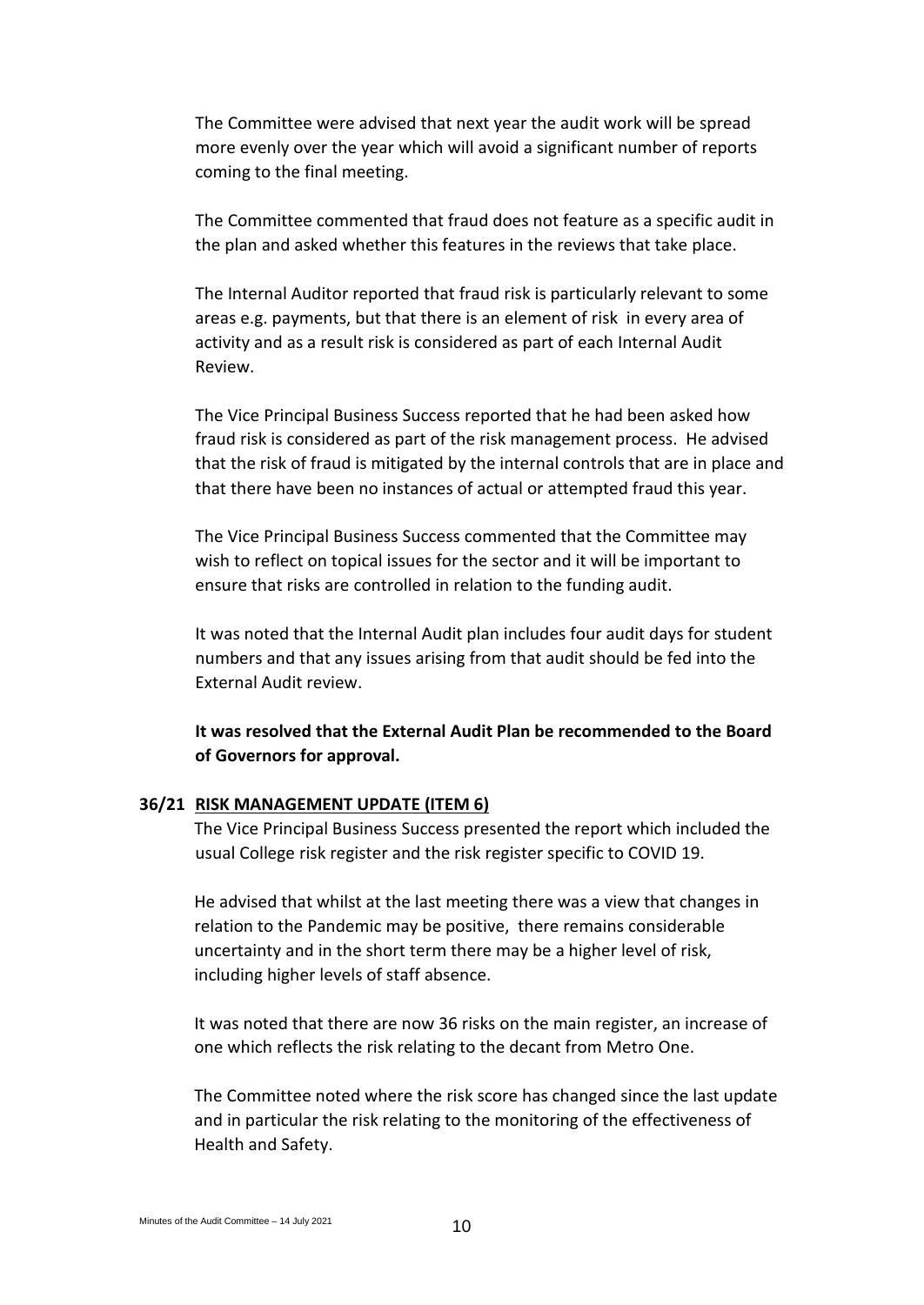The Committee were advised that next year the audit work will be spread more evenly over the year which will avoid a significant number of reports coming to the final meeting.

The Committee commented that fraud does not feature as a specific audit in the plan and asked whether this features in the reviews that take place.

The Internal Auditor reported that fraud risk is particularly relevant to some areas e.g. payments, but that there is an element of risk in every area of activity and as a result risk is considered as part of each Internal Audit Review.

The Vice Principal Business Success reported that he had been asked how fraud risk is considered as part of the risk management process. He advised that the risk of fraud is mitigated by the internal controls that are in place and that there have been no instances of actual or attempted fraud this year.

The Vice Principal Business Success commented that the Committee may wish to reflect on topical issues for the sector and it will be important to ensure that risks are controlled in relation to the funding audit.

It was noted that the Internal Audit plan includes four audit days for student numbers and that any issues arising from that audit should be fed into the External Audit review.

**It was resolved that the External Audit Plan be recommended to the Board of Governors for approval.**

**36/21 RISK MANAGEMENT UPDATE (ITEM 6)**

The Vice Principal Business Success presented the report which included the usual College risk register and the risk register specific to COVID 19.

He advised that whilst at the last meeting there was a view that changes in relation to the Pandemic may be positive, there remains considerable uncertainty and in the short term there may be a higher level of risk, including higher levels of staff absence.

It was noted that there are now 36 risks on the main register, an increase of one which reflects the risk relating to the decant from Metro One.

The Committee noted where the risk score has changed since the last update and in particular the risk relating to the monitoring of the effectiveness of Health and Safety.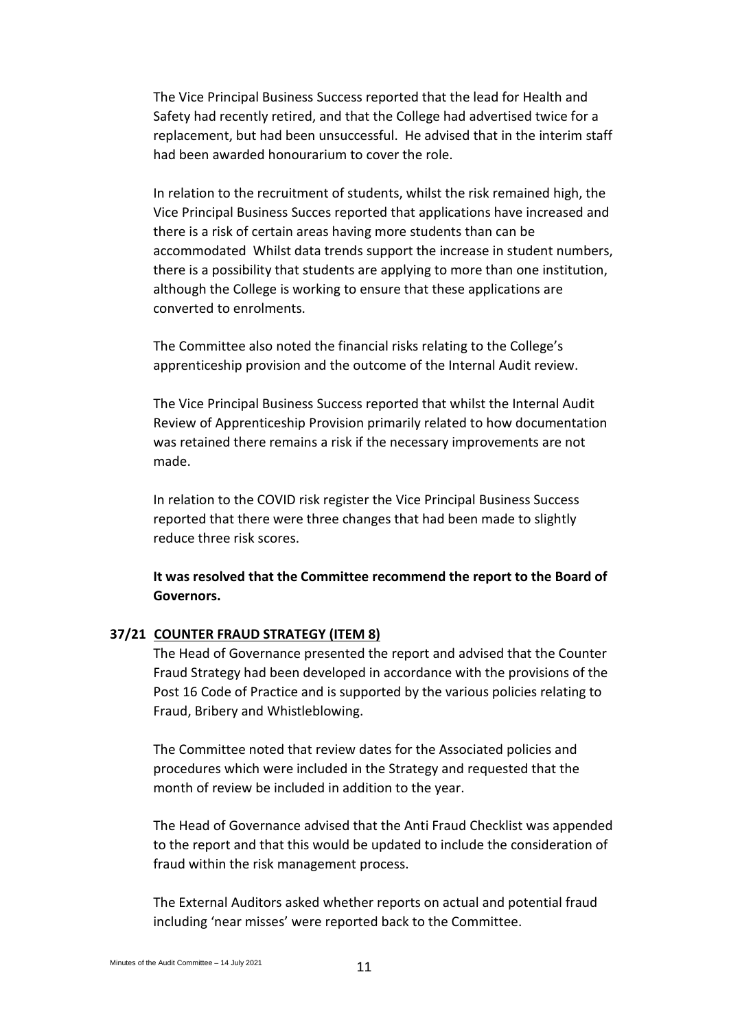The Vice Principal Business Success reported that the lead for Health and Safety had recently retired, and that the College had advertised twice for a replacement, but had been unsuccessful. He advised that in the interim staff had been awarded honourarium to cover the role.

In relation to the recruitment of students, whilst the risk remained high, the Vice Principal Business Succes reported that applications have increased and there is a risk of certain areas having more students than can be accommodated Whilst data trends support the increase in student numbers, there is a possibility that students are applying to more than one institution, although the College is working to ensure that these applications are converted to enrolments.

The Committee also noted the financial risks relating to the College's apprenticeship provision and the outcome of the Internal Audit review.

The Vice Principal Business Success reported that whilst the Internal Audit Review of Apprenticeship Provision primarily related to how documentation was retained there remains a risk if the necessary improvements are not made.

In relation to the COVID risk register the Vice Principal Business Success reported that there were three changes that had been made to slightly reduce three risk scores.

**It was resolved that the Committee recommend the report to the Board of Governors.**

**37/21 COUNTER FRAUD STRATEGY (ITEM 8)**

The Head of Governance presented the report and advised that the Counter Fraud Strategy had been developed in accordance with the provisions of the Post 16 Code of Practice and is supported by the various policies relating to Fraud, Bribery and Whistleblowing.

The Committee noted that review dates for the Associated policies and procedures which were included in the Strategy and requested that the month of review be included in addition to the year.

The Head of Governance advised that the Anti Fraud Checklist was appended to the report and that this would be updated to include the consideration of fraud within the risk management process.

The External Auditors asked whether reports on actual and potential fraud including 'near misses' were reported back to the Committee.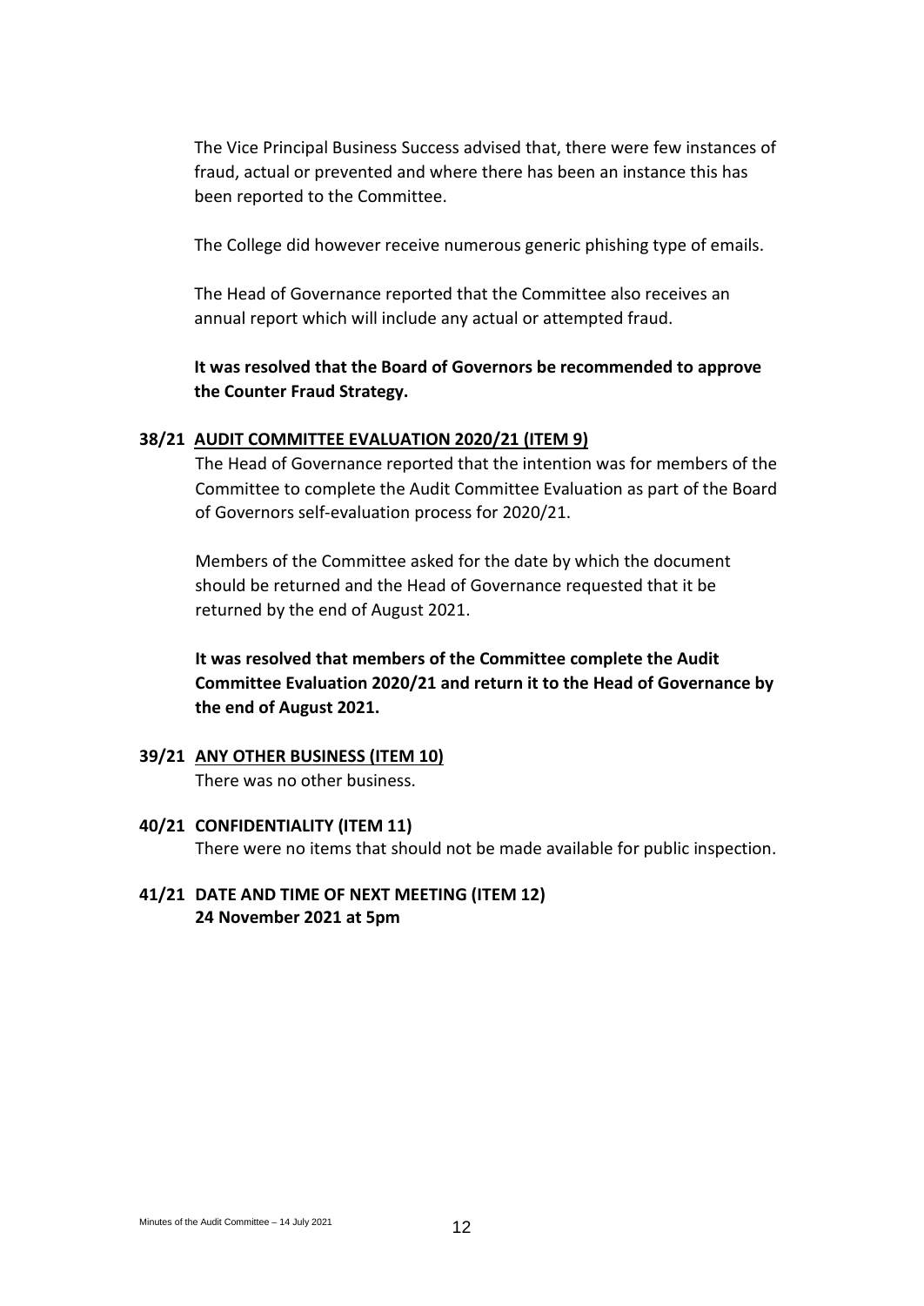The Vice Principal Business Success advised that, there were few instances of fraud, actual or prevented and where there has been an instance this has been reported to the Committee.

The College did however receive numerous generic phishing type of emails.

The Head of Governance reported that the Committee also receives an annual report which will include any actual or attempted fraud.

**It was resolved that the Board of Governors be recommended to approve the Counter Fraud Strategy.**

**38/21 <u>AUDIT COMMITTEE EVALUATION 2020/21 (ITEM 9)</u>**

The Head of Governance reported that the intention was for members of the Committee to complete the Audit Committee Evaluation as part of the Board of Governors self-evaluation process for 2020/21.

Members of the Committee asked for the date by which the document should be returned and the Head of Governance requested that it be returned by the end of August 2021.

**It was resolved that members of the Committee complete the Audit Committee Evaluation 2020/21 and return it to the Head of Governance by the end of August 2021.**

**39/21 <u>ANY OTHER BUSINESS (ITEM 10)</u>**

There was no other business.

**40/21 CONFIDENTIALITY (ITEM 11)**

There were no items that should not be made available for public inspection.

**41/21 DATE AND TIME OF NEXT MEETING (ITEM 12)**
**24 November 2021 at 5pm**